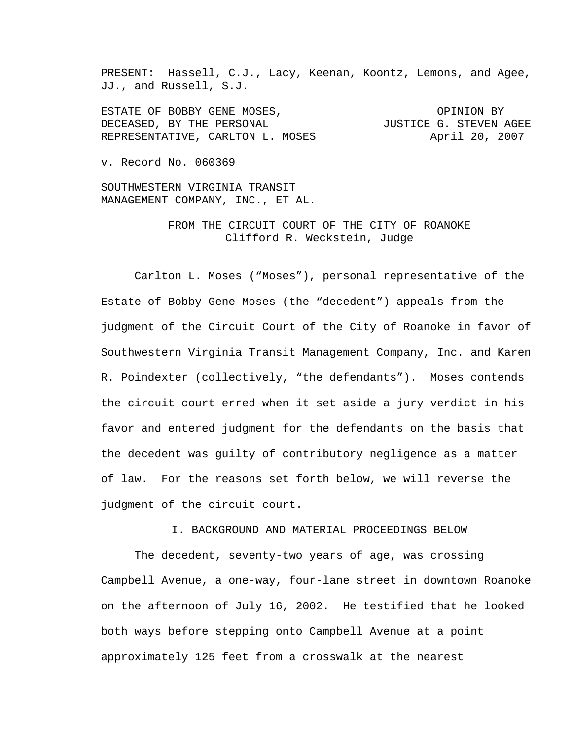PRESENT: Hassell, C.J., Lacy, Keenan, Koontz, Lemons, and Agee, JJ., and Russell, S.J.

ESTATE OF BOBBY GENE MOSES, DECEASED, BY THE PERSONAL REPRESENTATIVE, CARLTON L. MOSES

OPINION BY JUSTICE G. STEVEN AGEE
April 20, 2007

v. Record No. 060369

SOUTHWESTERN VIRGINIA TRANSIT MANAGEMENT COMPANY, INC., ET AL.

FROM THE CIRCUIT COURT OF THE CITY OF ROANOKE
Clifford R. Weckstein, Judge

Carlton L. Moses ("Moses"), personal representative of the Estate of Bobby Gene Moses (the "decedent") appeals from the judgment of the Circuit Court of the City of Roanoke in favor of Southwestern Virginia Transit Management Company, Inc. and Karen R. Poindexter (collectively, "the defendants"). Moses contends the circuit court erred when it set aside a jury verdict in his favor and entered judgment for the defendants on the basis that the decedent was guilty of contributory negligence as a matter of law. For the reasons set forth below, we will reverse the judgment of the circuit court.

## I. BACKGROUND AND MATERIAL PROCEEDINGS BELOW

The decedent, seventy-two years of age, was crossing Campbell Avenue, a one-way, four-lane street in downtown Roanoke on the afternoon of July 16, 2002. He testified that he looked both ways before stepping onto Campbell Avenue at a point approximately 125 feet from a crosswalk at the nearest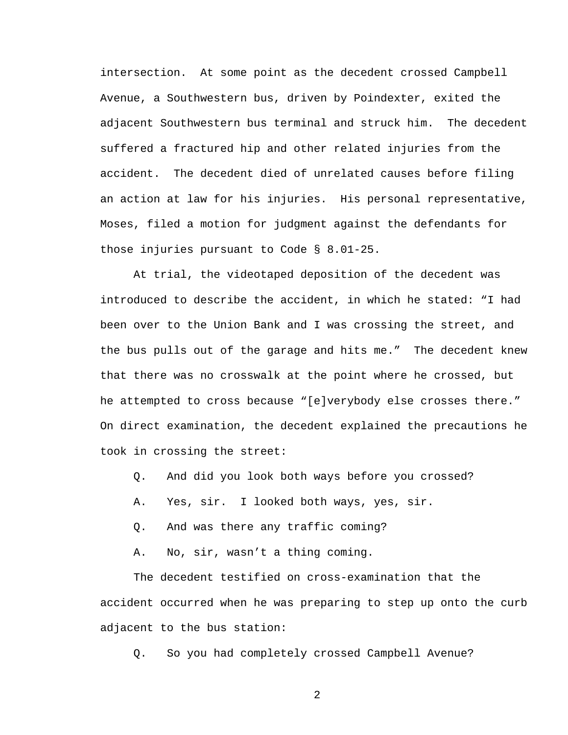intersection. At some point as the decedent crossed Campbell Avenue, a Southwestern bus, driven by Poindexter, exited the adjacent Southwestern bus terminal and struck him. The decedent suffered a fractured hip and other related injuries from the accident. The decedent died of unrelated causes before filing an action at law for his injuries. His personal representative, Moses, filed a motion for judgment against the defendants for those injuries pursuant to Code § 8.01-25.

At trial, the videotaped deposition of the decedent was introduced to describe the accident, in which he stated: "I had been over to the Union Bank and I was crossing the street, and the bus pulls out of the garage and hits me." The decedent knew that there was no crosswalk at the point where he crossed, but he attempted to cross because "[e]verybody else crosses there." On direct examination, the decedent explained the precautions he took in crossing the street:

Q. And did you look both ways before you crossed?

A. Yes, sir. I looked both ways, yes, sir.

Q. And was there any traffic coming?

A. No, sir, wasn't a thing coming.

The decedent testified on cross-examination that the accident occurred when he was preparing to step up onto the curb adjacent to the bus station:

Q. So you had completely crossed Campbell Avenue?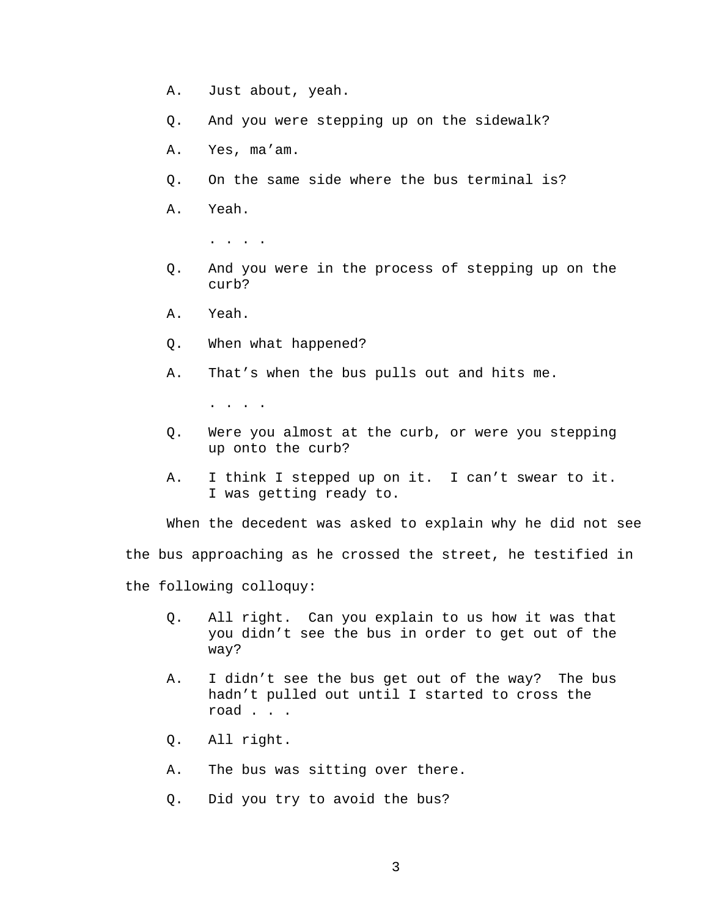A. Just about, yeah.

Q. And you were stepping up on the sidewalk?

A. Yes, ma'am.

Q. On the same side where the bus terminal is?

A. Yeah.

. . . .

Q. And you were in the process of stepping up on the curb?

A. Yeah.

Q. When what happened?

A. That's when the bus pulls out and hits me.

. . . .

Q. Were you almost at the curb, or were you stepping up onto the curb?

A. I think I stepped up on it. I can't swear to it. I was getting ready to.

When the decedent was asked to explain why he did not see the bus approaching as he crossed the street, he testified in the following colloquy:

Q. All right. Can you explain to us how it was that you didn't see the bus in order to get out of the way?

A. I didn't see the bus get out of the way? The bus hadn't pulled out until I started to cross the road . . .

Q. All right.

A. The bus was sitting over there.

Q. Did you try to avoid the bus?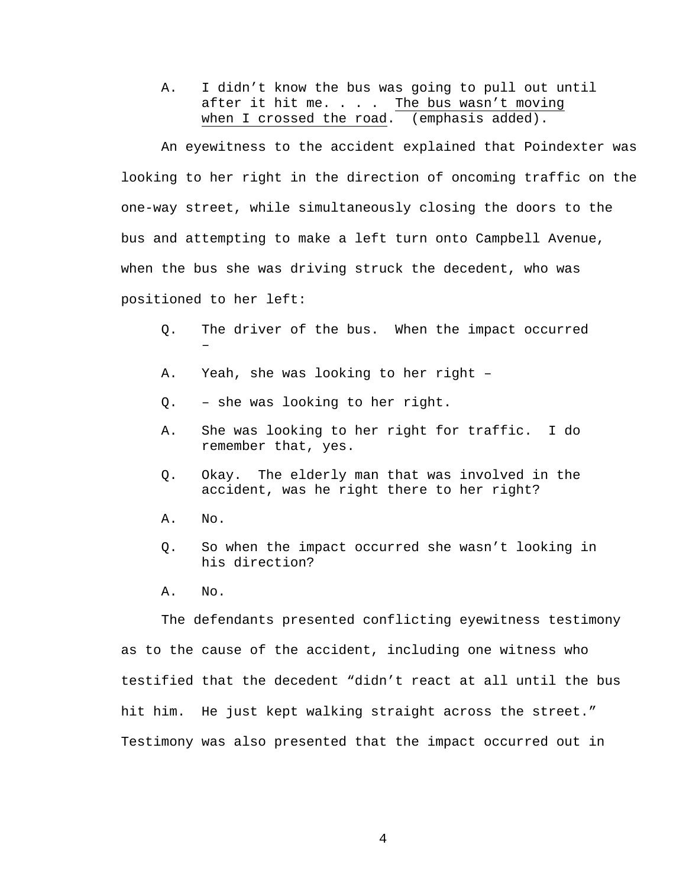> A. I didn't know the bus was going to pull out until after it hit me. . . . <u>The bus wasn't moving when I crossed the road</u>. (emphasis added).

An eyewitness to the accident explained that Poindexter was looking to her right in the direction of oncoming traffic on the one-way street, while simultaneously closing the doors to the bus and attempting to make a left turn onto Campbell Avenue, when the bus she was driving struck the decedent, who was positioned to her left:

> Q. The driver of the bus. When the impact occurred –
>
> A. Yeah, she was looking to her right –
>
> Q. – she was looking to her right.
>
> A. She was looking to her right for traffic. I do remember that, yes.
>
> Q. Okay. The elderly man that was involved in the accident, was he right there to her right?
>
> A. No.
>
> Q. So when the impact occurred she wasn't looking in his direction?
>
> A. No.

The defendants presented conflicting eyewitness testimony as to the cause of the accident, including one witness who testified that the decedent "didn't react at all until the bus hit him. He just kept walking straight across the street." Testimony was also presented that the impact occurred out in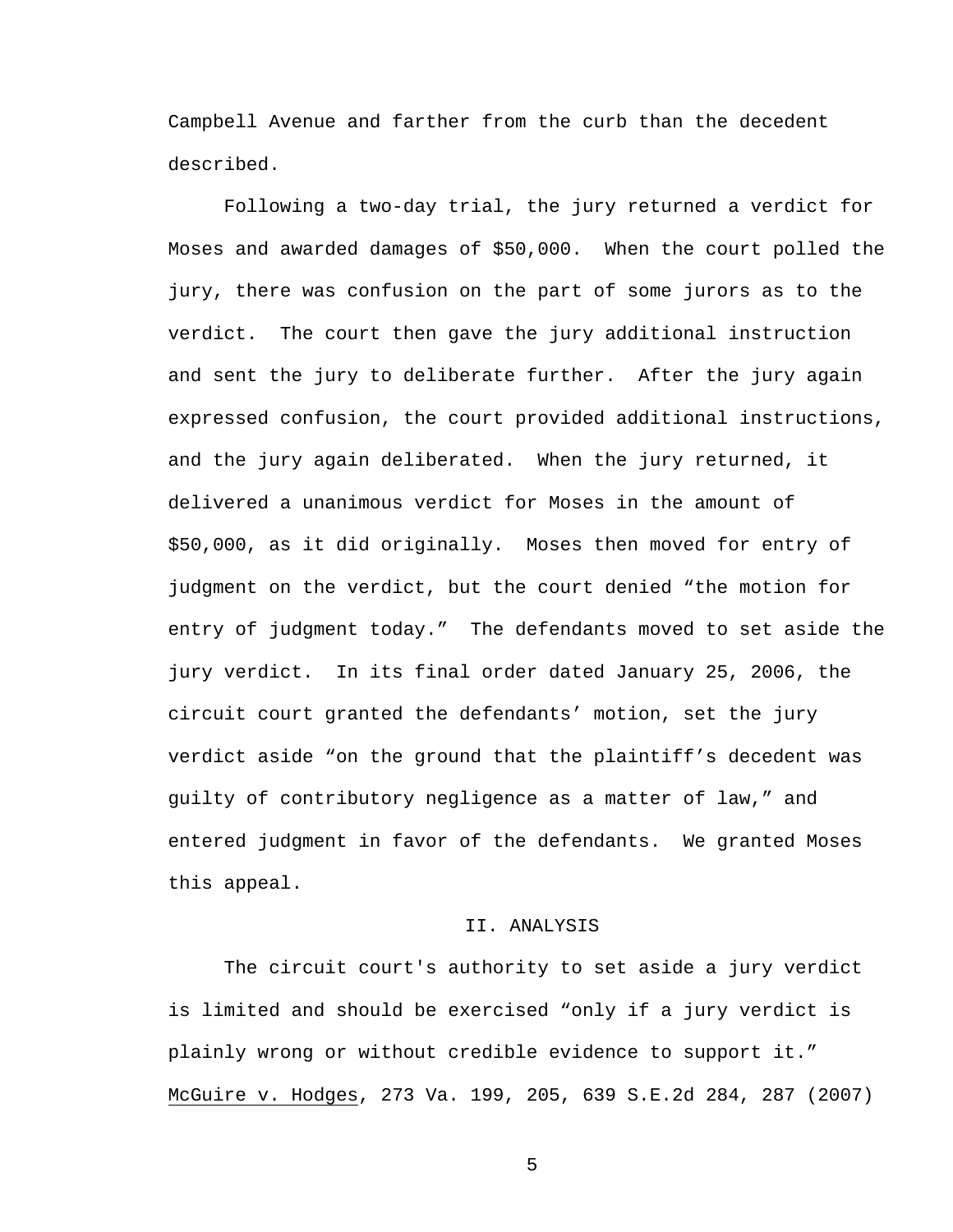Campbell Avenue and farther from the curb than the decedent described.

Following a two-day trial, the jury returned a verdict for Moses and awarded damages of $50,000. When the court polled the jury, there was confusion on the part of some jurors as to the verdict. The court then gave the jury additional instruction and sent the jury to deliberate further. After the jury again expressed confusion, the court provided additional instructions, and the jury again deliberated. When the jury returned, it delivered a unanimous verdict for Moses in the amount of $50,000, as it did originally. Moses then moved for entry of judgment on the verdict, but the court denied "the motion for entry of judgment today." The defendants moved to set aside the jury verdict. In its final order dated January 25, 2006, the circuit court granted the defendants' motion, set the jury verdict aside "on the ground that the plaintiff's decedent was guilty of contributory negligence as a matter of law," and entered judgment in favor of the defendants. We granted Moses this appeal.

## II. ANALYSIS

The circuit court's authority to set aside a jury verdict is limited and should be exercised "only if a jury verdict is plainly wrong or without credible evidence to support it." <u>McGuire v. Hodges</u>, 273 Va. 199, 205, 639 S.E.2d 284, 287 (2007)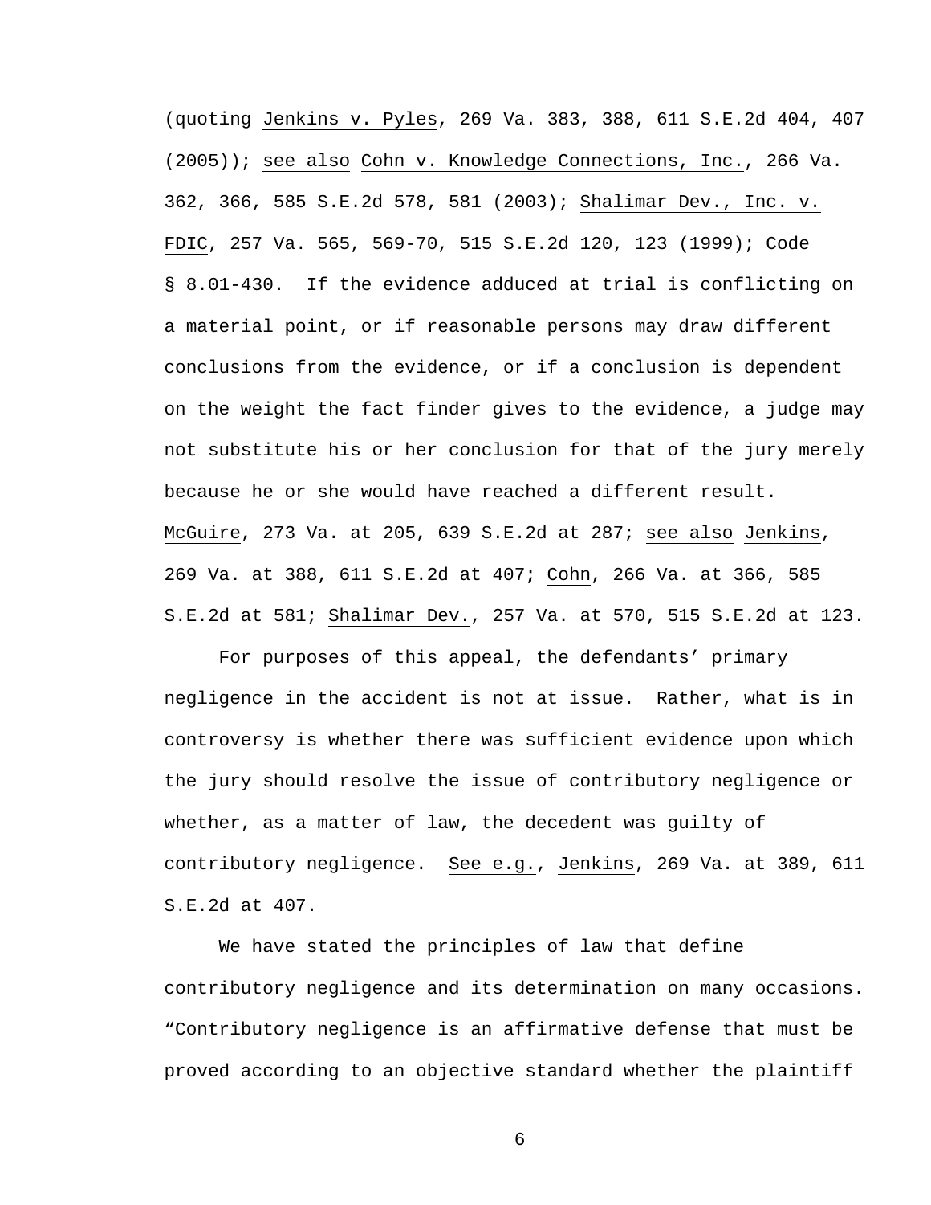(quoting Jenkins v. Pyles, 269 Va. 383, 388, 611 S.E.2d 404, 407 (2005)); see also Cohn v. Knowledge Connections, Inc., 266 Va. 362, 366, 585 S.E.2d 578, 581 (2003); Shalimar Dev., Inc. v. FDIC, 257 Va. 565, 569-70, 515 S.E.2d 120, 123 (1999); Code § 8.01-430. If the evidence adduced at trial is conflicting on a material point, or if reasonable persons may draw different conclusions from the evidence, or if a conclusion is dependent on the weight the fact finder gives to the evidence, a judge may not substitute his or her conclusion for that of the jury merely because he or she would have reached a different result. McGuire, 273 Va. at 205, 639 S.E.2d at 287; see also Jenkins, 269 Va. at 388, 611 S.E.2d at 407; Cohn, 266 Va. at 366, 585 S.E.2d at 581; Shalimar Dev., 257 Va. at 570, 515 S.E.2d at 123.

For purposes of this appeal, the defendants' primary negligence in the accident is not at issue. Rather, what is in controversy is whether there was sufficient evidence upon which the jury should resolve the issue of contributory negligence or whether, as a matter of law, the decedent was guilty of contributory negligence. See e.g., Jenkins, 269 Va. at 389, 611 S.E.2d at 407.

We have stated the principles of law that define contributory negligence and its determination on many occasions. "Contributory negligence is an affirmative defense that must be proved according to an objective standard whether the plaintiff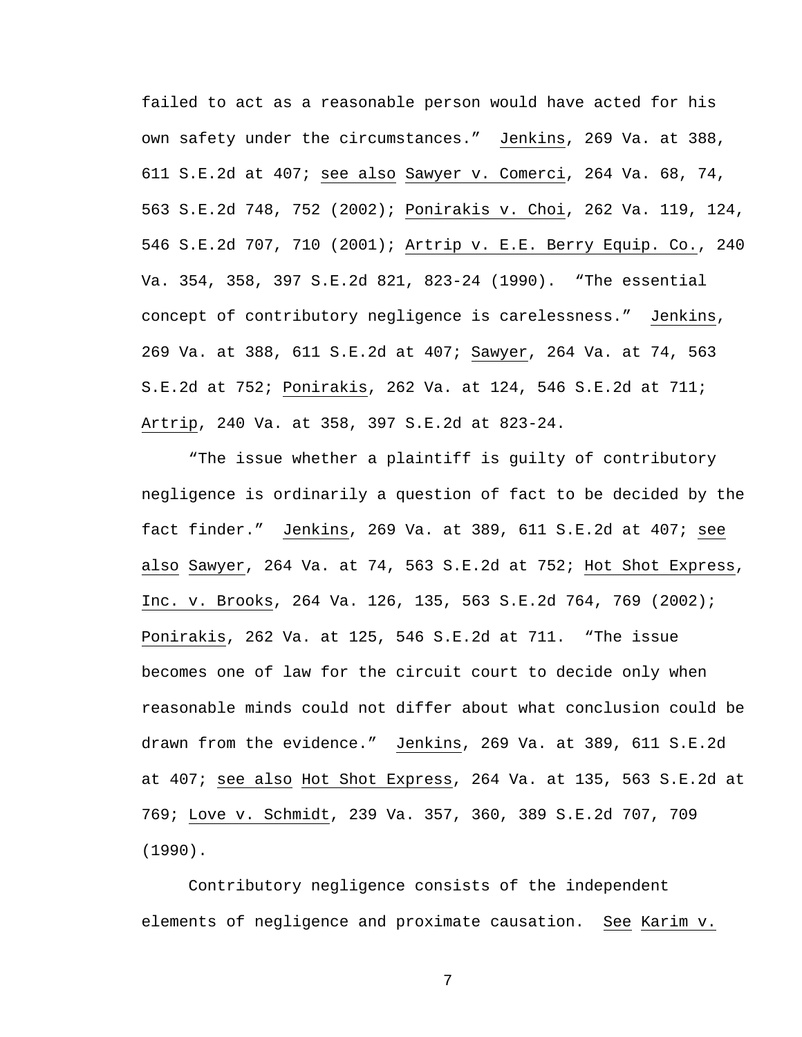failed to act as a reasonable person would have acted for his own safety under the circumstances." Jenkins, 269 Va. at 388, 611 S.E.2d at 407; see also Sawyer v. Comerci, 264 Va. 68, 74, 563 S.E.2d 748, 752 (2002); Ponirakis v. Choi, 262 Va. 119, 124, 546 S.E.2d 707, 710 (2001); Artrip v. E.E. Berry Equip. Co., 240 Va. 354, 358, 397 S.E.2d 821, 823-24 (1990). "The essential concept of contributory negligence is carelessness." Jenkins, 269 Va. at 388, 611 S.E.2d at 407; Sawyer, 264 Va. at 74, 563 S.E.2d at 752; Ponirakis, 262 Va. at 124, 546 S.E.2d at 711; Artrip, 240 Va. at 358, 397 S.E.2d at 823-24.

"The issue whether a plaintiff is guilty of contributory negligence is ordinarily a question of fact to be decided by the fact finder." Jenkins, 269 Va. at 389, 611 S.E.2d at 407; see also Sawyer, 264 Va. at 74, 563 S.E.2d at 752; Hot Shot Express, Inc. v. Brooks, 264 Va. 126, 135, 563 S.E.2d 764, 769 (2002); Ponirakis, 262 Va. at 125, 546 S.E.2d at 711. "The issue becomes one of law for the circuit court to decide only when reasonable minds could not differ about what conclusion could be drawn from the evidence." Jenkins, 269 Va. at 389, 611 S.E.2d at 407; see also Hot Shot Express, 264 Va. at 135, 563 S.E.2d at 769; Love v. Schmidt, 239 Va. 357, 360, 389 S.E.2d 707, 709 (1990).

Contributory negligence consists of the independent elements of negligence and proximate causation. See Karim v.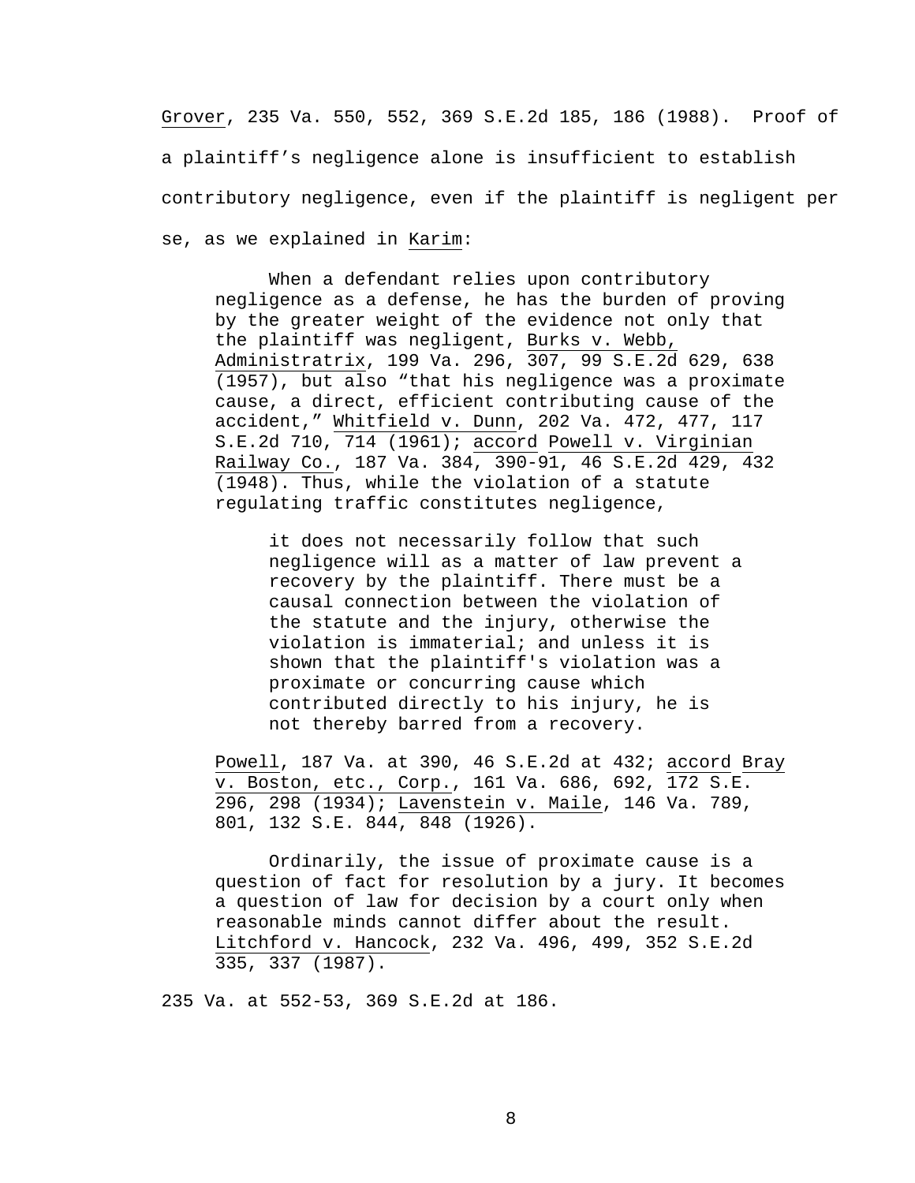Grover, 235 Va. 550, 552, 369 S.E.2d 185, 186 (1988). Proof of a plaintiff's negligence alone is insufficient to establish contributory negligence, even if the plaintiff is negligent per se, as we explained in Karim:

> When a defendant relies upon contributory negligence as a defense, he has the burden of proving by the greater weight of the evidence not only that the plaintiff was negligent, Burks v. Webb, Administratrix, 199 Va. 296, 307, 99 S.E.2d 629, 638 (1957), but also "that his negligence was a proximate cause, a direct, efficient contributing cause of the accident," Whitfield v. Dunn, 202 Va. 472, 477, 117 S.E.2d 710, 714 (1961); accord Powell v. Virginian Railway Co., 187 Va. 384, 390-91, 46 S.E.2d 429, 432 (1948). Thus, while the violation of a statute regulating traffic constitutes negligence,
>
> > it does not necessarily follow that such negligence will as a matter of law prevent a recovery by the plaintiff. There must be a causal connection between the violation of the statute and the injury, otherwise the violation is immaterial; and unless it is shown that the plaintiff's violation was a proximate or concurring cause which contributed directly to his injury, he is not thereby barred from a recovery.
>
> Powell, 187 Va. at 390, 46 S.E.2d at 432; accord Bray v. Boston, etc., Corp., 161 Va. 686, 692, 172 S.E. 296, 298 (1934); Lavenstein v. Maile, 146 Va. 789, 801, 132 S.E. 844, 848 (1926).
>
> Ordinarily, the issue of proximate cause is a question of fact for resolution by a jury. It becomes a question of law for decision by a court only when reasonable minds cannot differ about the result. Litchford v. Hancock, 232 Va. 496, 499, 352 S.E.2d 335, 337 (1987).

235 Va. at 552-53, 369 S.E.2d at 186.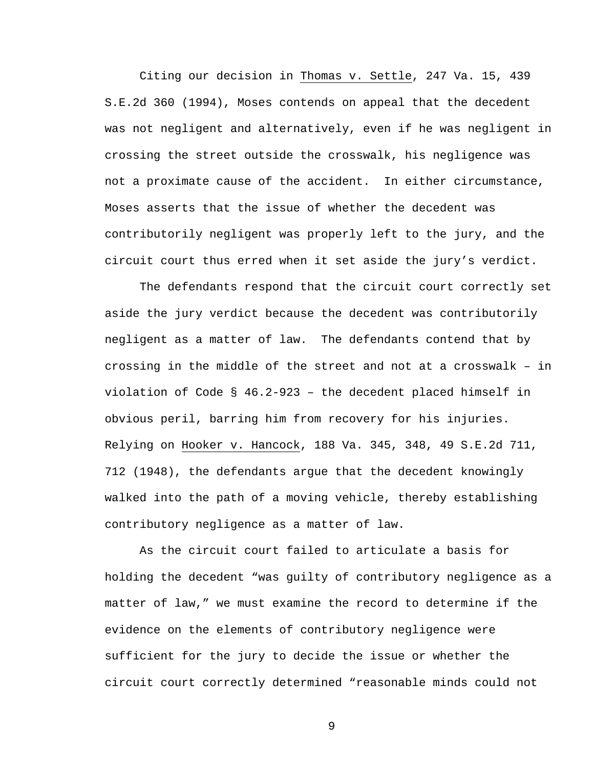Citing our decision in Thomas v. Settle, 247 Va. 15, 439 S.E.2d 360 (1994), Moses contends on appeal that the decedent was not negligent and alternatively, even if he was negligent in crossing the street outside the crosswalk, his negligence was not a proximate cause of the accident. In either circumstance, Moses asserts that the issue of whether the decedent was contributorily negligent was properly left to the jury, and the circuit court thus erred when it set aside the jury's verdict.

The defendants respond that the circuit court correctly set aside the jury verdict because the decedent was contributorily negligent as a matter of law. The defendants contend that by crossing in the middle of the street and not at a crosswalk – in violation of Code § 46.2-923 – the decedent placed himself in obvious peril, barring him from recovery for his injuries. Relying on Hooker v. Hancock, 188 Va. 345, 348, 49 S.E.2d 711, 712 (1948), the defendants argue that the decedent knowingly walked into the path of a moving vehicle, thereby establishing contributory negligence as a matter of law.

As the circuit court failed to articulate a basis for holding the decedent "was guilty of contributory negligence as a matter of law," we must examine the record to determine if the evidence on the elements of contributory negligence were sufficient for the jury to decide the issue or whether the circuit court correctly determined "reasonable minds could not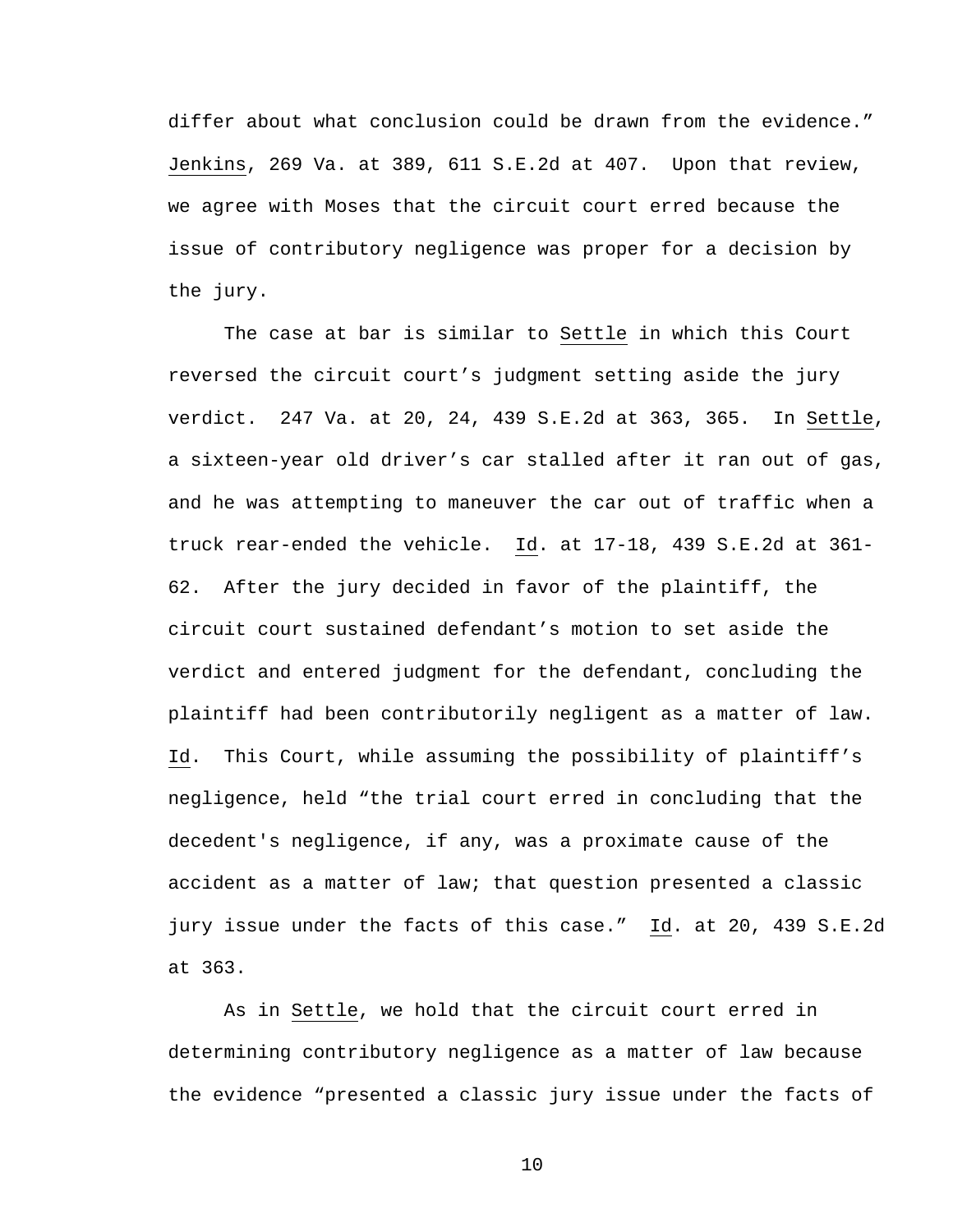differ about what conclusion could be drawn from the evidence." Jenkins, 269 Va. at 389, 611 S.E.2d at 407. Upon that review, we agree with Moses that the circuit court erred because the issue of contributory negligence was proper for a decision by the jury.

The case at bar is similar to Settle in which this Court reversed the circuit court's judgment setting aside the jury verdict. 247 Va. at 20, 24, 439 S.E.2d at 363, 365. In Settle, a sixteen-year old driver's car stalled after it ran out of gas, and he was attempting to maneuver the car out of traffic when a truck rear-ended the vehicle. Id. at 17-18, 439 S.E.2d at 361-62. After the jury decided in favor of the plaintiff, the circuit court sustained defendant's motion to set aside the verdict and entered judgment for the defendant, concluding the plaintiff had been contributorily negligent as a matter of law. Id. This Court, while assuming the possibility of plaintiff's negligence, held "the trial court erred in concluding that the decedent's negligence, if any, was a proximate cause of the accident as a matter of law; that question presented a classic jury issue under the facts of this case." Id. at 20, 439 S.E.2d at 363.

As in Settle, we hold that the circuit court erred in determining contributory negligence as a matter of law because the evidence "presented a classic jury issue under the facts of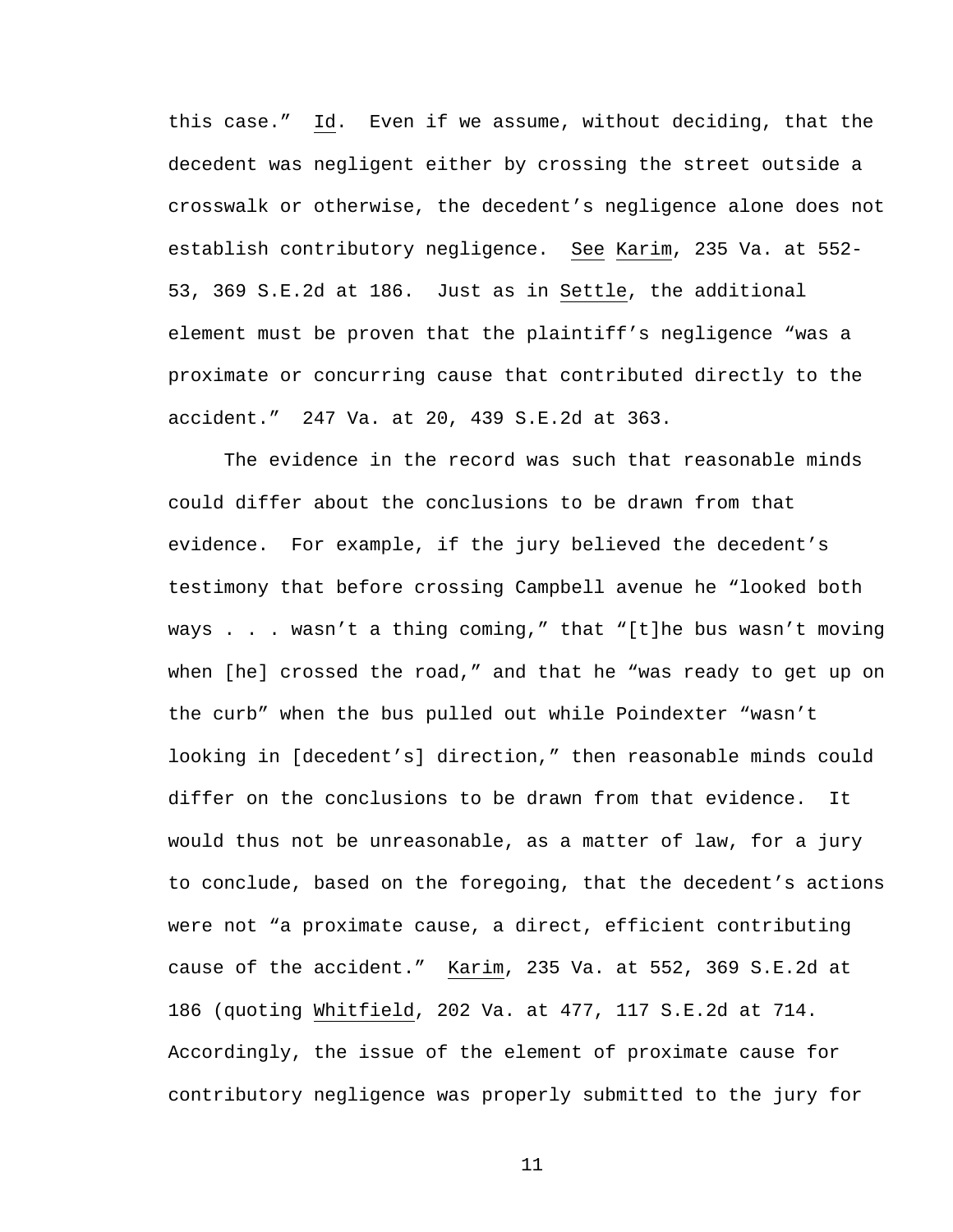this case." _Id_. Even if we assume, without deciding, that the decedent was negligent either by crossing the street outside a crosswalk or otherwise, the decedent's negligence alone does not establish contributory negligence. _See_ _Karim_, 235 Va. at 552-53, 369 S.E.2d at 186. Just as in _Settle_, the additional element must be proven that the plaintiff's negligence "was a proximate or concurring cause that contributed directly to the accident." 247 Va. at 20, 439 S.E.2d at 363.

The evidence in the record was such that reasonable minds could differ about the conclusions to be drawn from that evidence. For example, if the jury believed the decedent's testimony that before crossing Campbell avenue he "looked both ways . . . wasn't a thing coming," that "[t]he bus wasn't moving when [he] crossed the road," and that he "was ready to get up on the curb" when the bus pulled out while Poindexter "wasn't looking in [decedent's] direction," then reasonable minds could differ on the conclusions to be drawn from that evidence. It would thus not be unreasonable, as a matter of law, for a jury to conclude, based on the foregoing, that the decedent's actions were not "a proximate cause, a direct, efficient contributing cause of the accident." _Karim_, 235 Va. at 552, 369 S.E.2d at 186 (quoting _Whitfield_, 202 Va. at 477, 117 S.E.2d at 714. Accordingly, the issue of the element of proximate cause for contributory negligence was properly submitted to the jury for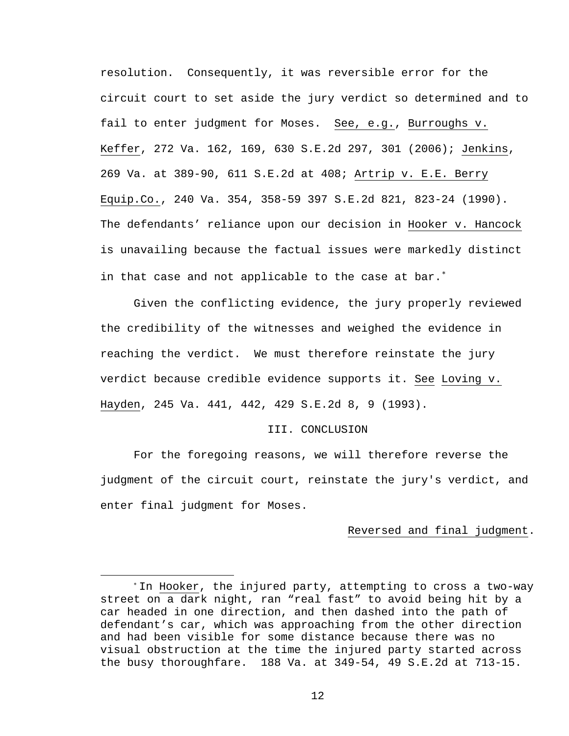resolution. Consequently, it was reversible error for the circuit court to set aside the jury verdict so determined and to fail to enter judgment for Moses. See, e.g., Burroughs v. Keffer, 272 Va. 162, 169, 630 S.E.2d 297, 301 (2006); Jenkins, 269 Va. at 389-90, 611 S.E.2d at 408; Artrip v. E.E. Berry Equip.Co., 240 Va. 354, 358-59 397 S.E.2d 821, 823-24 (1990). The defendants' reliance upon our decision in Hooker v. Hancock is unavailing because the factual issues were markedly distinct in that case and not applicable to the case at bar.*

Given the conflicting evidence, the jury properly reviewed the credibility of the witnesses and weighed the evidence in reaching the verdict. We must therefore reinstate the jury verdict because credible evidence supports it. See Loving v. Hayden, 245 Va. 441, 442, 429 S.E.2d 8, 9 (1993).

## III. CONCLUSION

For the foregoing reasons, we will therefore reverse the judgment of the circuit court, reinstate the jury's verdict, and enter final judgment for Moses.

Reversed and final judgment.

---

* In Hooker, the injured party, attempting to cross a two-way street on a dark night, ran "real fast" to avoid being hit by a car headed in one direction, and then dashed into the path of defendant's car, which was approaching from the other direction and had been visible for some distance because there was no visual obstruction at the time the injured party started across the busy thoroughfare. 188 Va. at 349-54, 49 S.E.2d at 713-15.